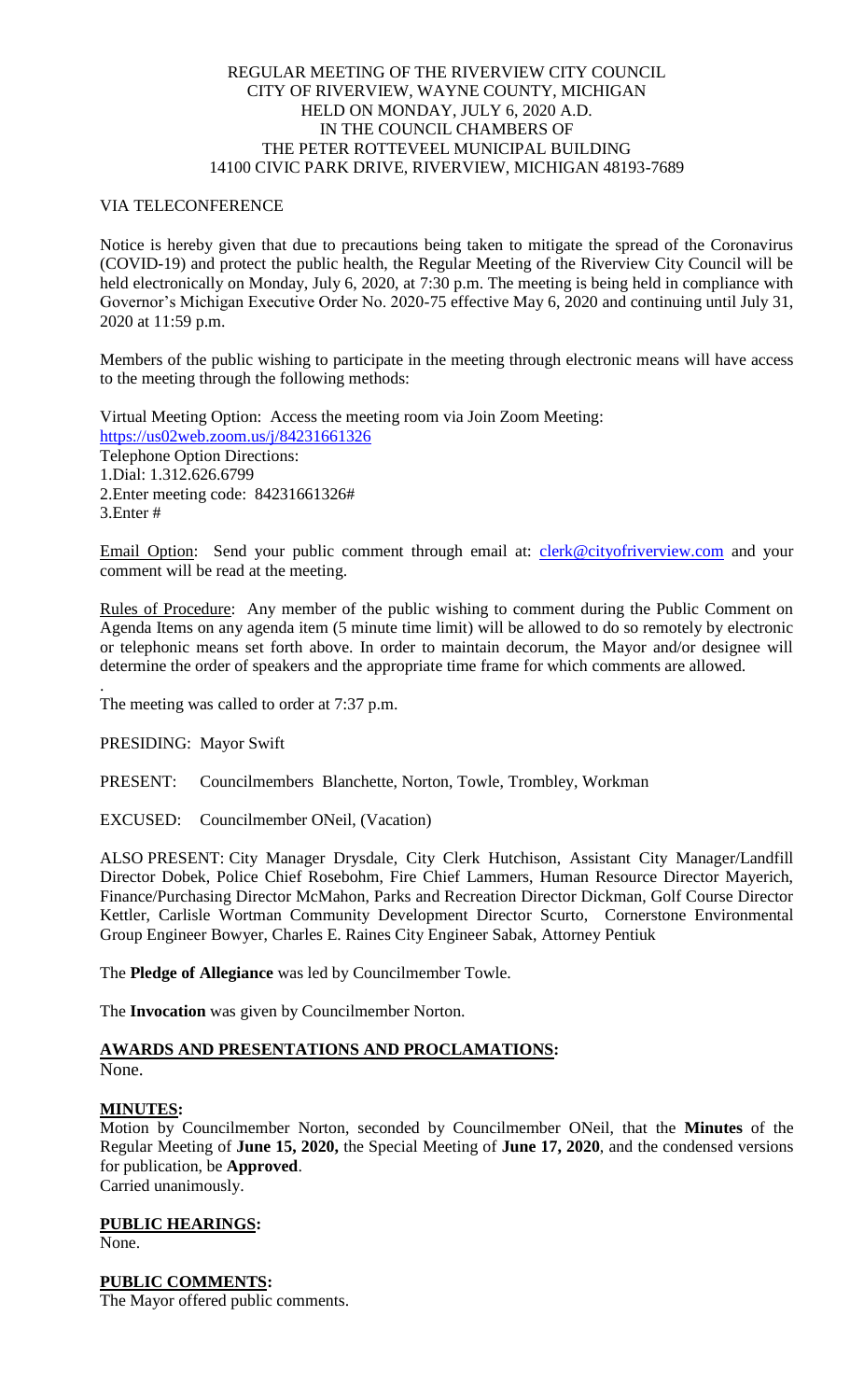REGULAR MEETING OF THE RIVERVIEW CITY COUNCIL
CITY OF RIVERVIEW, WAYNE COUNTY, MICHIGAN
HELD ON MONDAY, JULY 6, 2020 A.D.
IN THE COUNCIL CHAMBERS OF
THE PETER ROTTEVEEL MUNICIPAL BUILDING
14100 CIVIC PARK DRIVE, RIVERVIEW, MICHIGAN 48193-7689

VIA TELECONFERENCE

Notice is hereby given that due to precautions being taken to mitigate the spread of the Coronavirus (COVID-19) and protect the public health, the Regular Meeting of the Riverview City Council will be held electronically on Monday, July 6, 2020, at 7:30 p.m. The meeting is being held in compliance with Governor's Michigan Executive Order No. 2020-75 effective May 6, 2020 and continuing until July 31, 2020 at 11:59 p.m.

Members of the public wishing to participate in the meeting through electronic means will have access to the meeting through the following methods:

Virtual Meeting Option: Access the meeting room via Join Zoom Meeting:
https://us02web.zoom.us/j/84231661326
Telephone Option Directions:
1.Dial: 1.312.626.6799
2.Enter meeting code: 84231661326#
3.Enter #

Email Option: Send your public comment through email at: clerk@cityofriverview.com and your comment will be read at the meeting.

Rules of Procedure: Any member of the public wishing to comment during the Public Comment on Agenda Items on any agenda item (5 minute time limit) will be allowed to do so remotely by electronic or telephonic means set forth above. In order to maintain decorum, the Mayor and/or designee will determine the order of speakers and the appropriate time frame for which comments are allowed.

.
The meeting was called to order at 7:37 p.m.

PRESIDING: Mayor Swift

PRESENT: Councilmembers Blanchette, Norton, Towle, Trombley, Workman

EXCUSED: Councilmember ONeil, (Vacation)

ALSO PRESENT: City Manager Drysdale, City Clerk Hutchison, Assistant City Manager/Landfill Director Dobek, Police Chief Rosebohm, Fire Chief Lammers, Human Resource Director Mayerich, Finance/Purchasing Director McMahon, Parks and Recreation Director Dickman, Golf Course Director Kettler, Carlisle Wortman Community Development Director Scurto, Cornerstone Environmental Group Engineer Bowyer, Charles E. Raines City Engineer Sabak, Attorney Pentiuk

The **Pledge of Allegiance** was led by Councilmember Towle.

The **Invocation** was given by Councilmember Norton.

## AWARDS AND PRESENTATIONS AND PROCLAMATIONS:
None.

## MINUTES:
Motion by Councilmember Norton, seconded by Councilmember ONeil, that the **Minutes** of the Regular Meeting of **June 15, 2020,** the Special Meeting of **June 17, 2020**, and the condensed versions for publication, be **Approved**.
Carried unanimously.

## PUBLIC HEARINGS:
None.

## PUBLIC COMMENTS:
The Mayor offered public comments.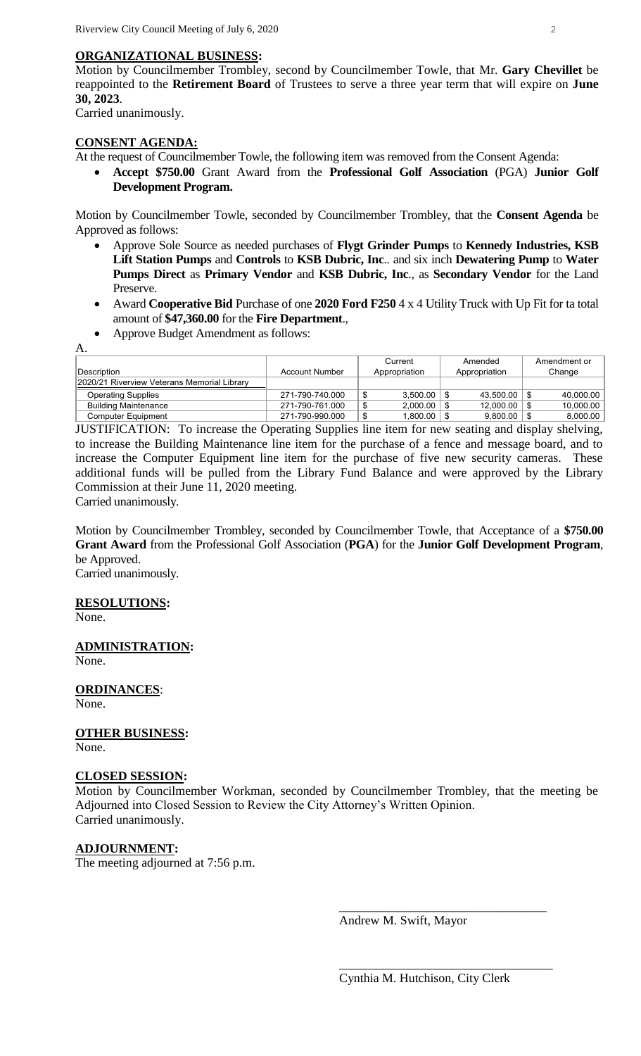## ORGANIZATIONAL BUSINESS:

Motion by Councilmember Trombley, second by Councilmember Towle, that Mr. **Gary Chevillet** be reappointed to the **Retirement Board** of Trustees to serve a three year term that will expire on **June 30, 2023**.

Carried unanimously.

## CONSENT AGENDA:

At the request of Councilmember Towle, the following item was removed from the Consent Agenda:

- **Accept $750.00** Grant Award from the **Professional Golf Association** (PGA) **Junior Golf Development Program.**

Motion by Councilmember Towle, seconded by Councilmember Trombley, that the **Consent Agenda** be Approved as follows:

- Approve Sole Source as needed purchases of **Flygt Grinder Pumps** to **Kennedy Industries, KSB Lift Station Pumps** and **Controls** to **KSB Dubric, Inc**.. and six inch **Dewatering Pump** to **Water Pumps Direct** as **Primary Vendor** and **KSB Dubric, Inc**., as **Secondary Vendor** for the Land Preserve.
- Award **Cooperative Bid** Purchase of one **2020 Ford F250** 4 x 4 Utility Truck with Up Fit for ta total amount of **$47,360.00** for the **Fire Department**.,
- Approve Budget Amendment as follows:

A.

| Description | Account Number | Current Appropriation | Amended Appropriation | Amendment or Change |
|---|---|---|---|---|
| 2020/21 Riverview Veterans Memorial Library | | | | |
| Operating Supplies | 271-790-740.000 | $ 3,500.00 | $ 43,500.00 | $ 40,000.00 |
| Building Maintenance | 271-790-761.000 | $ 2,000.00 | $ 12,000.00 | $ 10,000.00 |
| Computer Equipment | 271-790-990.000 | $ 1,800.00 | $ 9,800.00 | $ 8,000.00 |

JUSTIFICATION: To increase the Operating Supplies line item for new seating and display shelving, to increase the Building Maintenance line item for the purchase of a fence and message board, and to increase the Computer Equipment line item for the purchase of five new security cameras. These additional funds will be pulled from the Library Fund Balance and were approved by the Library Commission at their June 11, 2020 meeting.

Carried unanimously.

Motion by Councilmember Trombley, seconded by Councilmember Towle, that Acceptance of a **$750.00 Grant Award** from the Professional Golf Association (**PGA**) for the **Junior Golf Development Program**, be Approved.

Carried unanimously.

## RESOLUTIONS:

None.

## ADMINISTRATION:

None.

## ORDINANCES:

None.

## OTHER BUSINESS:

None.

## CLOSED SESSION:

Motion by Councilmember Workman, seconded by Councilmember Trombley, that the meeting be Adjourned into Closed Session to Review the City Attorney's Written Opinion.

Carried unanimously.

## ADJOURNMENT:

The meeting adjourned at 7:56 p.m.

\_\_\_\_\_\_\_\_\_\_\_\_\_\_\_\_\_\_\_\_\_\_\_\_\_\_\_\_\_\_\_\_

Andrew M. Swift, Mayor

\_\_\_\_\_\_\_\_\_\_\_\_\_\_\_\_\_\_\_\_\_\_\_\_\_\_\_\_\_\_\_\_

Cynthia M. Hutchison, City Clerk